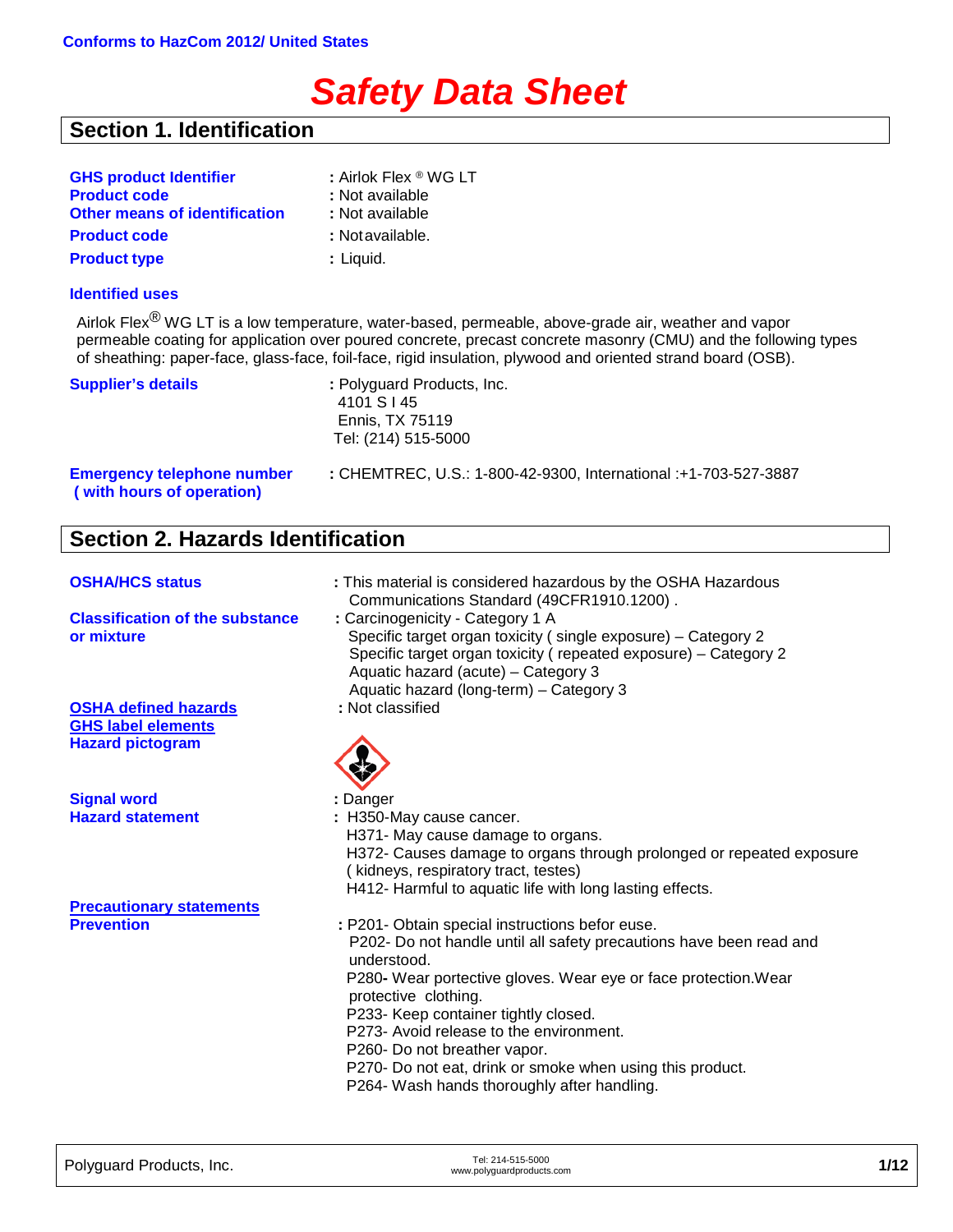Conforms to HazCom 2012/ United States

# Safety Data Sheet

## Section 1. Identification

**GHS product Identifier** : Airlok Flex ® WG LT
**Product code** : Not available
**Other means of identification** : Not available
**Product code** : Notavailable.
**Product type** : Liquid.

**Identified uses**

Airlok Flex® WG LT is a low temperature, water-based, permeable, above-grade air, weather and vapor permeable coating for application over poured concrete, precast concrete masonry (CMU) and the following types of sheathing: paper-face, glass-face, foil-face, rigid insulation, plywood and oriented strand board (OSB).

**Supplier's details** : Polyguard Products, Inc.
4101 S I 45
Ennis, TX 75119
Tel: (214) 515-5000

**Emergency telephone number ( with hours of operation)** : CHEMTREC, U.S.: 1-800-42-9300, International :+1-703-527-3887

## Section 2. Hazards Identification

**OSHA/HCS status** : This material is considered hazardous by the OSHA Hazardous Communications Standard (49CFR1910.1200) .

**Classification of the substance or mixture** : Carcinogenicity - Category 1 A
Specific target organ toxicity ( single exposure) – Category 2
Specific target organ toxicity ( repeated exposure) – Category 2
Aquatic hazard (acute) – Category 3
Aquatic hazard (long-term) – Category 3

**OSHA defined hazards** : Not classified

**GHS label elements**

**Hazard pictogram**

**Signal word** : Danger

**Hazard statement** : H350-May cause cancer.
H371- May cause damage to organs.
H372- Causes damage to organs through prolonged or repeated exposure ( kidneys, respiratory tract, testes)
H412- Harmful to aquatic life with long lasting effects.

**Precautionary statements**

**Prevention** : P201- Obtain special instructions befor euse.
P202- Do not handle until all safety precautions have been read and understood.
P280- Wear portective gloves. Wear eye or face protection.Wear protective clothing.
P233- Keep container tightly closed.
P273- Avoid release to the environment.
P260- Do not breather vapor.
P270- Do not eat, drink or smoke when using this product.
P264- Wash hands thoroughly after handling.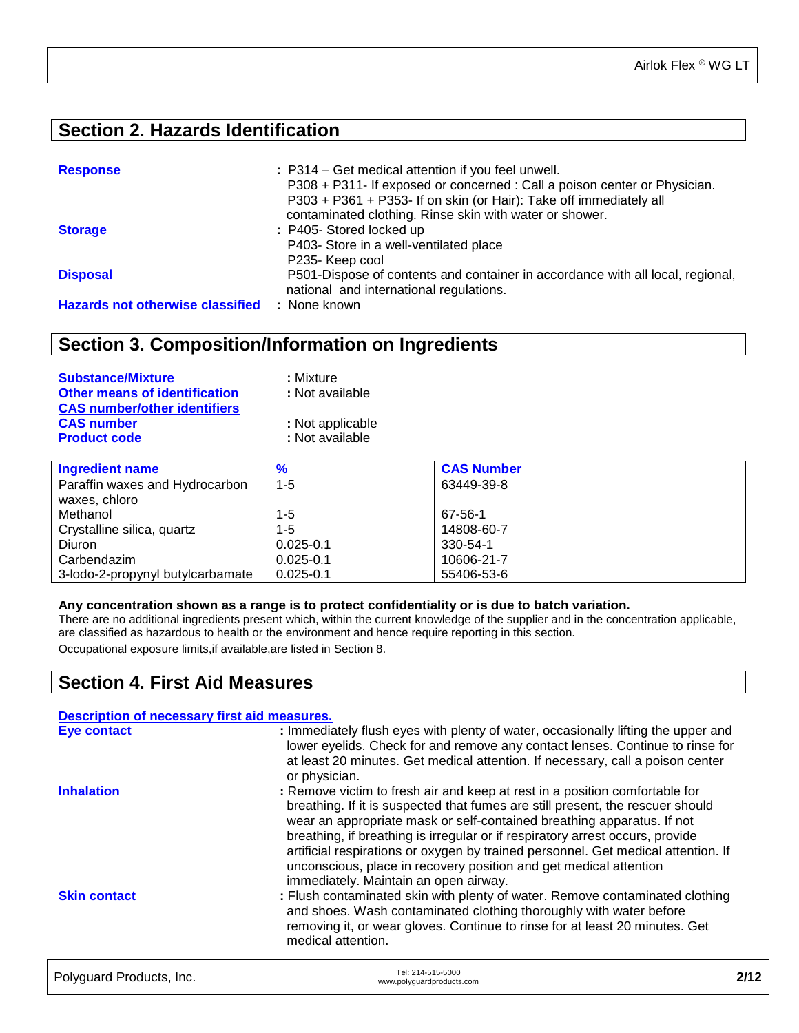## Section 2. Hazards Identification

**Response** : P314 – Get medical attention if you feel unwell.
P308 + P311- If exposed or concerned : Call a poison center or Physician.
P303 + P361 + P353- If on skin (or Hair): Take off immediately all contaminated clothing. Rinse skin with water or shower.

**Storage** : P405- Stored locked up
P403- Store in a well-ventilated place
P235- Keep cool

**Disposal** P501-Dispose of contents and container in accordance with all local, regional, national and international regulations.

**Hazards not otherwise classified** : None known

## Section 3. Composition/Information on Ingredients

**Substance/Mixture** : Mixture
**Other means of identification** : Not available
**CAS number/other identifiers**
**CAS number** : Not applicable
**Product code** : Not available

| Ingredient name | % | CAS Number |
|---|---|---|
| Paraffin waxes and Hydrocarbon waxes, chloro | 1-5 | 63449-39-8 |
| Methanol | 1-5 | 67-56-1 |
| Crystalline silica, quartz | 1-5 | 14808-60-7 |
| Diuron | 0.025-0.1 | 330-54-1 |
| Carbendazim | 0.025-0.1 | 10606-21-7 |
| 3-Iodo-2-propynyl butylcarbamate | 0.025-0.1 | 55406-53-6 |

**Any concentration shown as a range is to protect confidentiality or is due to batch variation.**
There are no additional ingredients present which, within the current knowledge of the supplier and in the concentration applicable, are classified as hazardous to health or the environment and hence require reporting in this section.
Occupational exposure limits,if available,are listed in Section 8.

## Section 4. First Aid Measures

**Description of necessary first aid measures.**

**Eye contact** : Immediately flush eyes with plenty of water, occasionally lifting the upper and lower eyelids. Check for and remove any contact lenses. Continue to rinse for at least 20 minutes. Get medical attention. If necessary, call a poison center or physician.

**Inhalation** : Remove victim to fresh air and keep at rest in a position comfortable for breathing. If it is suspected that fumes are still present, the rescuer should wear an appropriate mask or self-contained breathing apparatus. If not breathing, if breathing is irregular or if respiratory arrest occurs, provide artificial respirations or oxygen by trained personnel. Get medical attention. If unconscious, place in recovery position and get medical attention immediately. Maintain an open airway.

**Skin contact** : Flush contaminated skin with plenty of water. Remove contaminated clothing and shoes. Wash contaminated clothing thoroughly with water before removing it, or wear gloves. Continue to rinse for at least 20 minutes. Get medical attention.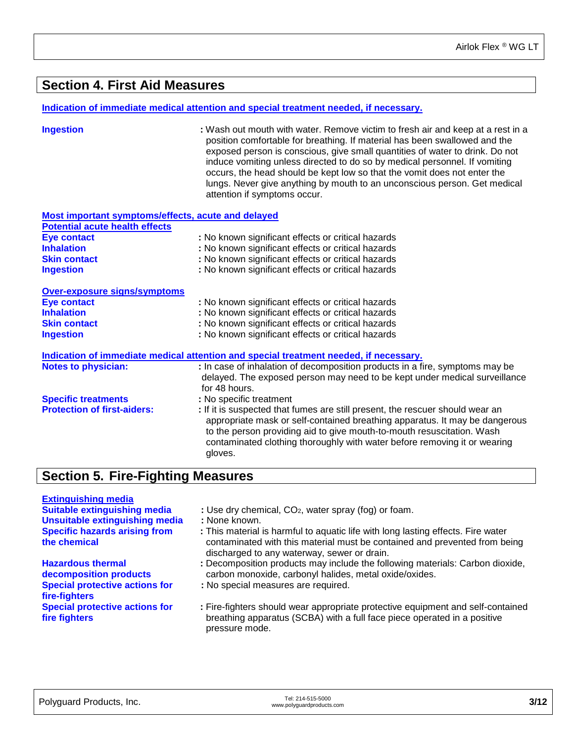## Section 4. First Aid Measures

**Indication of immediate medical attention and special treatment needed, if necessary.**

**Ingestion** : Wash out mouth with water. Remove victim to fresh air and keep at a rest in a position comfortable for breathing. If material has been swallowed and the exposed person is conscious, give small quantities of water to drink. Do not induce vomiting unless directed to do so by medical personnel. If vomiting occurs, the head should be kept low so that the vomit does not enter the lungs. Never give anything by mouth to an unconscious person. Get medical attention if symptoms occur.

**Most important symptoms/effects, acute and delayed**

**Potential acute health effects**

**Eye contact** : No known significant effects or critical hazards

**Inhalation** : No known significant effects or critical hazards

**Skin contact** : No known significant effects or critical hazards

**Ingestion** : No known significant effects or critical hazards

**Over-exposure signs/symptoms**

**Eye contact** : No known significant effects or critical hazards

**Inhalation** : No known significant effects or critical hazards

**Skin contact** : No known significant effects or critical hazards

**Ingestion** : No known significant effects or critical hazards

**Indication of immediate medical attention and special treatment needed, if necessary.**

**Notes to physician:** : In case of inhalation of decomposition products in a fire, symptoms may be delayed. The exposed person may need to be kept under medical surveillance for 48 hours.

**Specific treatments** : No specific treatment

**Protection of first-aiders:** : If it is suspected that fumes are still present, the rescuer should wear an appropriate mask or self-contained breathing apparatus. It may be dangerous to the person providing aid to give mouth-to-mouth resuscitation. Wash contaminated clothing thoroughly with water before removing it or wearing gloves.

## Section 5. Fire-Fighting Measures

**Extinguishing media**

**Suitable extinguishing media** : Use dry chemical, $CO_2$, water spray (fog) or foam.

**Unsuitable extinguishing media** : None known.

**Specific hazards arising from the chemical** : This material is harmful to aquatic life with long lasting effects. Fire water contaminated with this material must be contained and prevented from being discharged to any waterway, sewer or drain.

**Hazardous thermal decomposition products** : Decomposition products may include the following materials: Carbon dioxide, carbon monoxide, carbonyl halides, metal oxide/oxides.

**Special protective actions for fire-fighters** : No special measures are required.

**Special protective actions for fire fighters** : Fire-fighters should wear appropriate protective equipment and self-contained breathing apparatus (SCBA) with a full face piece operated in a positive pressure mode.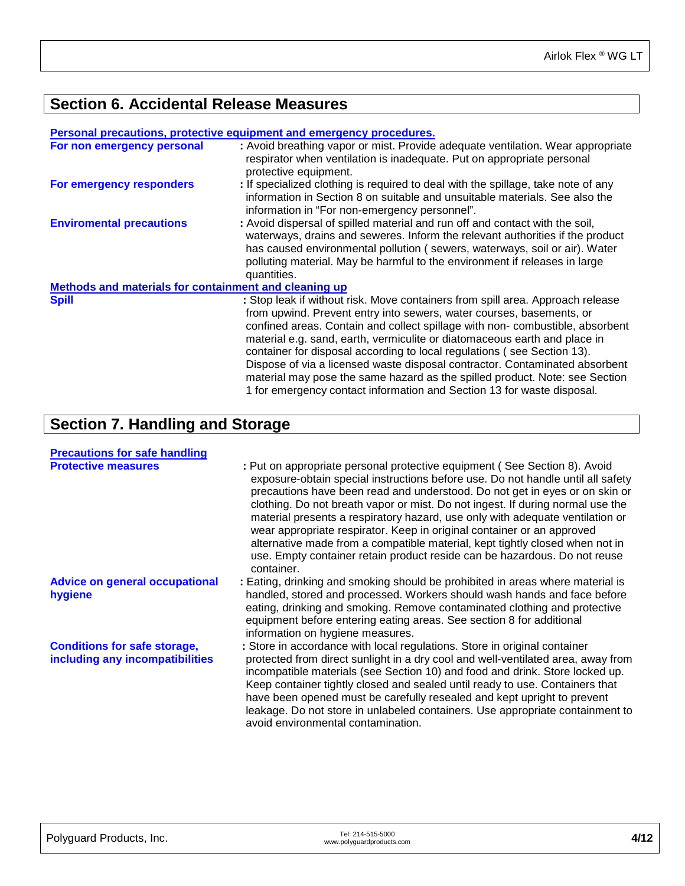## Section 6. Accidental Release Measures

**Personal precautions, protective equipment and emergency procedures.**

**For non emergency personal** : Avoid breathing vapor or mist. Provide adequate ventilation. Wear appropriate respirator when ventilation is inadequate. Put on appropriate personal protective equipment.

**For emergency responders** : If specialized clothing is required to deal with the spillage, take note of any information in Section 8 on suitable and unsuitable materials. See also the information in "For non-emergency personnel".

**Enviromental precautions** : Avoid dispersal of spilled material and run off and contact with the soil, waterways, drains and seweres. Inform the relevant authorities if the product has caused environmental pollution ( sewers, waterways, soil or air). Water polluting material. May be harmful to the environment if releases in large quantities.

**Methods and materials for containment and cleaning up**

**Spill** : Stop leak if without risk. Move containers from spill area. Approach release from upwind. Prevent entry into sewers, water courses, basements, or confined areas. Contain and collect spillage with non- combustible, absorbent material e.g. sand, earth, vermiculite or diatomaceous earth and place in container for disposal according to local regulations ( see Section 13). Dispose of via a licensed waste disposal contractor. Contaminated absorbent material may pose the same hazard as the spilled product. Note: see Section 1 for emergency contact information and Section 13 for waste disposal.

## Section 7. Handling and Storage

**Precautions for safe handling**

**Protective measures** : Put on appropriate personal protective equipment ( See Section 8). Avoid exposure-obtain special instructions before use. Do not handle until all safety precautions have been read and understood. Do not get in eyes or on skin or clothing. Do not breath vapor or mist. Do not ingest. If during normal use the material presents a respiratory hazard, use only with adequate ventilation or wear appropriate respirator. Keep in original container or an approved alternative made from a compatible material, kept tightly closed when not in use. Empty container retain product reside can be hazardous. Do not reuse container.

**Advice on general occupational hygiene** : Eating, drinking and smoking should be prohibited in areas where material is handled, stored and processed. Workers should wash hands and face before eating, drinking and smoking. Remove contaminated clothing and protective equipment before entering eating areas. See section 8 for additional information on hygiene measures.

**Conditions for safe storage, including any incompatibilities** : Store in accordance with local regulations. Store in original container protected from direct sunlight in a dry cool and well-ventilated area, away from incompatible materials (see Section 10) and food and drink. Store locked up. Keep container tightly closed and sealed until ready to use. Containers that have been opened must be carefully resealed and kept upright to prevent leakage. Do not store in unlabeled containers. Use appropriate containment to avoid environmental contamination.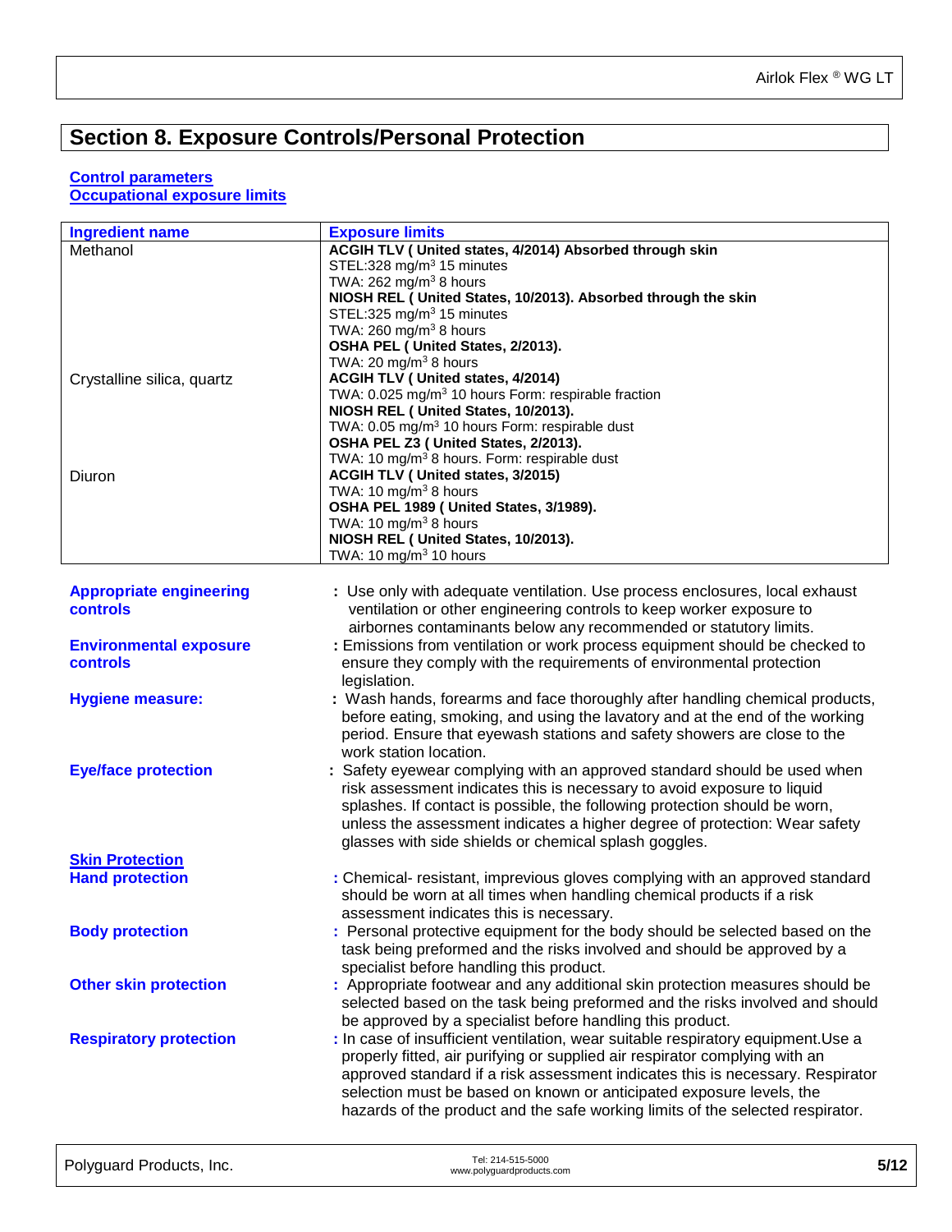## Section 8. Exposure Controls/Personal Protection

### Control parameters

### Occupational exposure limits

| Ingredient name | Exposure limits |
| --- | --- |
| Methanol | **ACGIH TLV ( United states, 4/2014) Absorbed through skin**<br>STEL:328 mg/m$^3$ 15 minutes<br>TWA: 262 mg/m$^3$ 8 hours<br>**NIOSH REL ( United States, 10/2013). Absorbed through the skin**<br>STEL:325 mg/m$^3$ 15 minutes<br>TWA: 260 mg/m$^3$ 8 hours<br>**OSHA PEL ( United States, 2/2013).**<br>TWA: 20 mg/m$^3$ 8 hours |
| Crystalline silica, quartz | **ACGIH TLV ( United states, 4/2014)**<br>TWA: 0.025 mg/m$^3$ 10 hours Form: respirable fraction<br>**NIOSH REL ( United States, 10/2013).**<br>TWA: 0.05 mg/m$^3$ 10 hours Form: respirable dust<br>**OSHA PEL Z3 ( United States, 2/2013).**<br>TWA: 10 mg/m$^3$ 8 hours. Form: respirable dust |
| Diuron | **ACGIH TLV ( United states, 3/2015)**<br>TWA: 10 mg/m$^3$ 8 hours<br>**OSHA PEL 1989 ( United States, 3/1989).**<br>TWA: 10 mg/m$^3$ 8 hours<br>**NIOSH REL ( United States, 10/2013).**<br>TWA: 10 mg/m$^3$ 10 hours |

**Appropriate engineering controls** : Use only with adequate ventilation. Use process enclosures, local exhaust ventilation or other engineering controls to keep worker exposure to airbornes contaminants below any recommended or statutory limits.

**Environmental exposure controls** : Emissions from ventilation or work process equipment should be checked to ensure they comply with the requirements of environmental protection legislation.

**Hygiene measure:** : Wash hands, forearms and face thoroughly after handling chemical products, before eating, smoking, and using the lavatory and at the end of the working period. Ensure that eyewash stations and safety showers are close to the work station location.

**Eye/face protection** : Safety eyewear complying with an approved standard should be used when risk assessment indicates this is necessary to avoid exposure to liquid splashes. If contact is possible, the following protection should be worn, unless the assessment indicates a higher degree of protection: Wear safety glasses with side shields or chemical splash goggles.

### Skin Protection

**Hand protection** : Chemical- resistant, imprevious gloves complying with an approved standard should be worn at all times when handling chemical products if a risk assessment indicates this is necessary.

**Body protection** : Personal protective equipment for the body should be selected based on the task being preformed and the risks involved and should be approved by a specialist before handling this product.

**Other skin protection** : Appropriate footwear and any additional skin protection measures should be selected based on the task being preformed and the risks involved and should be approved by a specialist before handling this product.

**Respiratory protection** : In case of insufficient ventilation, wear suitable respiratory equipment.Use a properly fitted, air purifying or supplied air respirator complying with an approved standard if a risk assessment indicates this is necessary. Respirator selection must be based on known or anticipated exposure levels, the hazards of the product and the safe working limits of the selected respirator.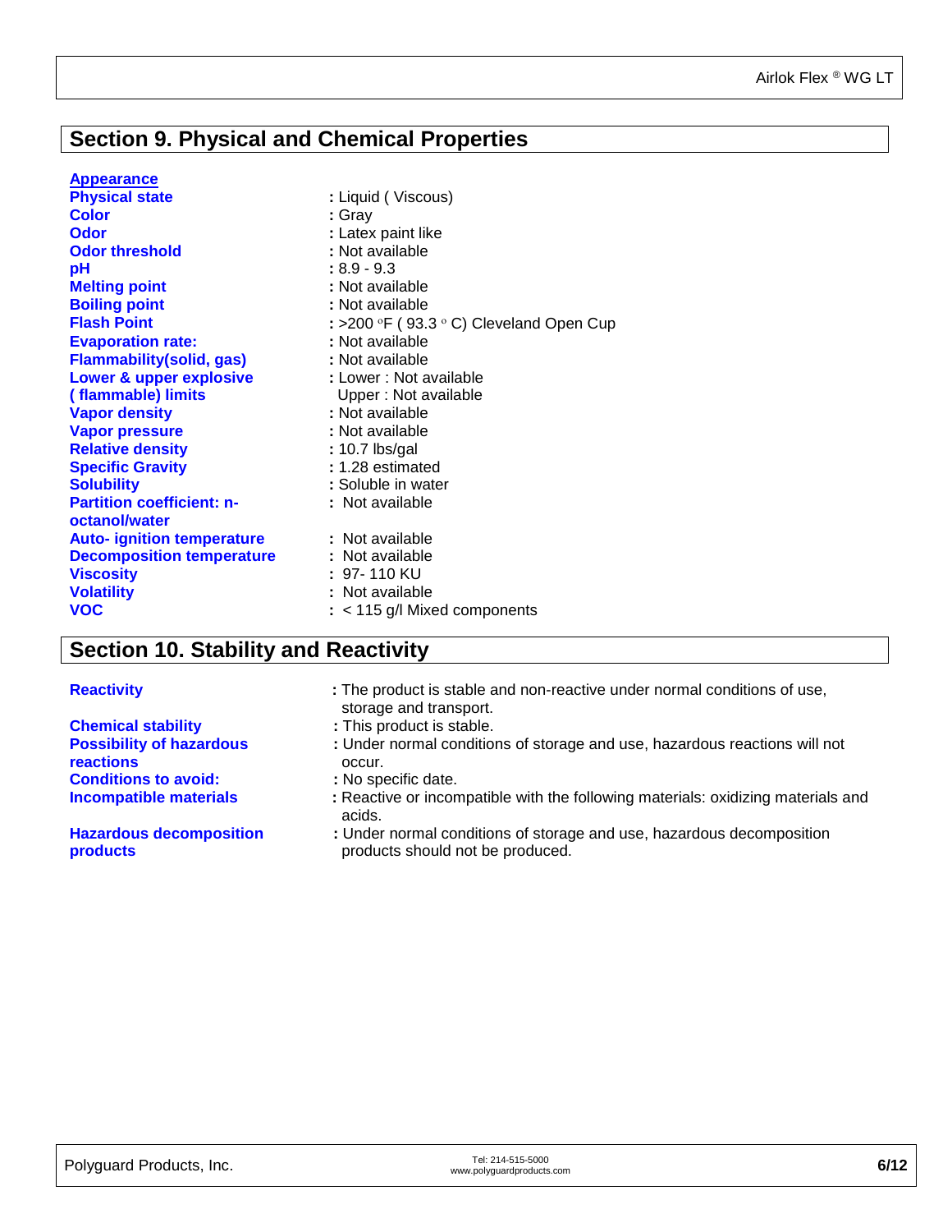## Section 9. Physical and Chemical Properties

**Appearance**

| | |
|---|---|
| **Physical state** | : Liquid ( Viscous) |
| **Color** | : Gray |
| **Odor** | : Latex paint like |
| **Odor threshold** | : Not available |
| **pH** | : 8.9 - 9.3 |
| **Melting point** | : Not available |
| **Boiling point** | : Not available |
| **Flash Point** | : >200 °F ( 93.3 ° C) Cleveland Open Cup |
| **Evaporation rate:** | : Not available |
| **Flammability(solid, gas)** | : Not available |
| **Lower & upper explosive ( flammable) limits** | : Lower : Not available<br>Upper : Not available |
| **Vapor density** | : Not available |
| **Vapor pressure** | : Not available |
| **Relative density** | : 10.7 lbs/gal |
| **Specific Gravity** | : 1.28 estimated |
| **Solubility** | : Soluble in water |
| **Partition coefficient: n-octanol/water** | : Not available |
| **Auto- ignition temperature** | : Not available |
| **Decomposition temperature** | : Not available |
| **Viscosity** | : 97- 110 KU |
| **Volatility** | : Not available |
| **VOC** | : < 115 g/l Mixed components |

## Section 10. Stability and Reactivity

| | |
|---|---|
| **Reactivity** | : The product is stable and non-reactive under normal conditions of use, storage and transport. |
| **Chemical stability** | : This product is stable. |
| **Possibility of hazardous reactions** | : Under normal conditions of storage and use, hazardous reactions will not occur. |
| **Conditions to avoid:** | : No specific date. |
| **Incompatible materials** | : Reactive or incompatible with the following materials: oxidizing materials and acids. |
| **Hazardous decomposition products** | : Under normal conditions of storage and use, hazardous decomposition products should not be produced. |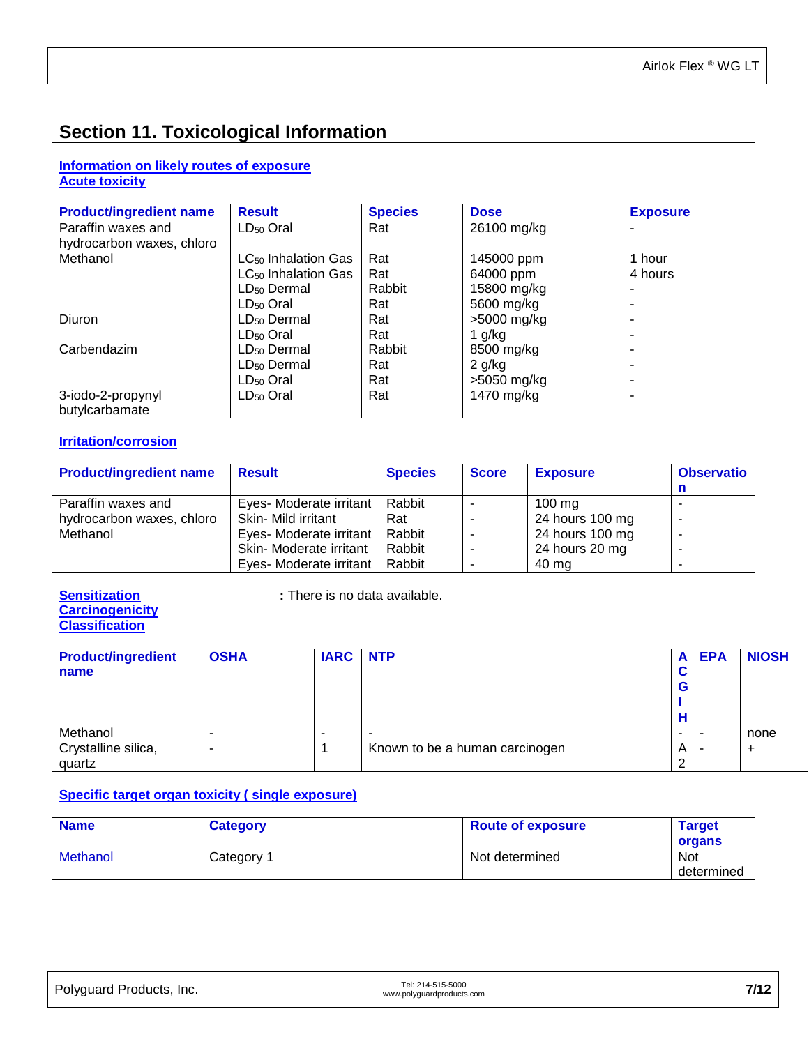## Section 11. Toxicological Information

**Information on likely routes of exposure**
**Acute toxicity**

| Product/ingredient name | Result | Species | Dose | Exposure |
|---|---|---|---|---|
| Paraffin waxes and hydrocarbon waxes, chloro | $LD_{50}$ Oral | Rat | 26100 mg/kg | - |
| Methanol | $LC_{50}$ Inhalation Gas | Rat | 145000 ppm | 1 hour |
| | $LC_{50}$ Inhalation Gas | Rat | 64000 ppm | 4 hours |
| | $LD_{50}$ Dermal | Rabbit | 15800 mg/kg | - |
| | $LD_{50}$ Oral | Rat | 5600 mg/kg | - |
| Diuron | $LD_{50}$ Dermal | Rat | >5000 mg/kg | - |
| | $LD_{50}$ Oral | Rat | 1 g/kg | - |
| Carbendazim | $LD_{50}$ Dermal | Rabbit | 8500 mg/kg | - |
| | $LD_{50}$ Dermal | Rat | 2 g/kg | - |
| | $LD_{50}$ Oral | Rat | >5050 mg/kg | - |
| 3-iodo-2-propynyl butylcarbamate | $LD_{50}$ Oral | Rat | 1470 mg/kg | - |

**Irritation/corrosion**

| Product/ingredient name | Result | Species | Score | Exposure | Observation |
|---|---|---|---|---|---|
| Paraffin waxes and hydrocarbon waxes, chloro | Eyes- Moderate irritant | Rabbit | - | 100 mg | - |
| | Skin- Mild irritant | Rat | - | 24 hours 100 mg | - |
| Methanol | Eyes- Moderate irritant | Rabbit | - | 24 hours 100 mg | - |
| | Skin- Moderate irritant | Rabbit | - | 24 hours 20 mg | - |
| | Eyes- Moderate irritant | Rabbit | - | 40 mg | - |

**Sensitization** : There is no data available.
**Carcinogenicity**
**Classification**

| Product/ingredient name | OSHA | IARC | NTP | ACGIH | EPA | NIOSH |
|---|---|---|---|---|---|---|
| Methanol | - | - | - | - | - | none |
| Crystalline silica, quartz | - | 1 | Known to be a human carcinogen | A2 | - | + |

**Specific target organ toxicity ( single exposure)**

| Name | Category | Route of exposure | Target organs |
|---|---|---|---|
| Methanol | Category 1 | Not determined | Not determined |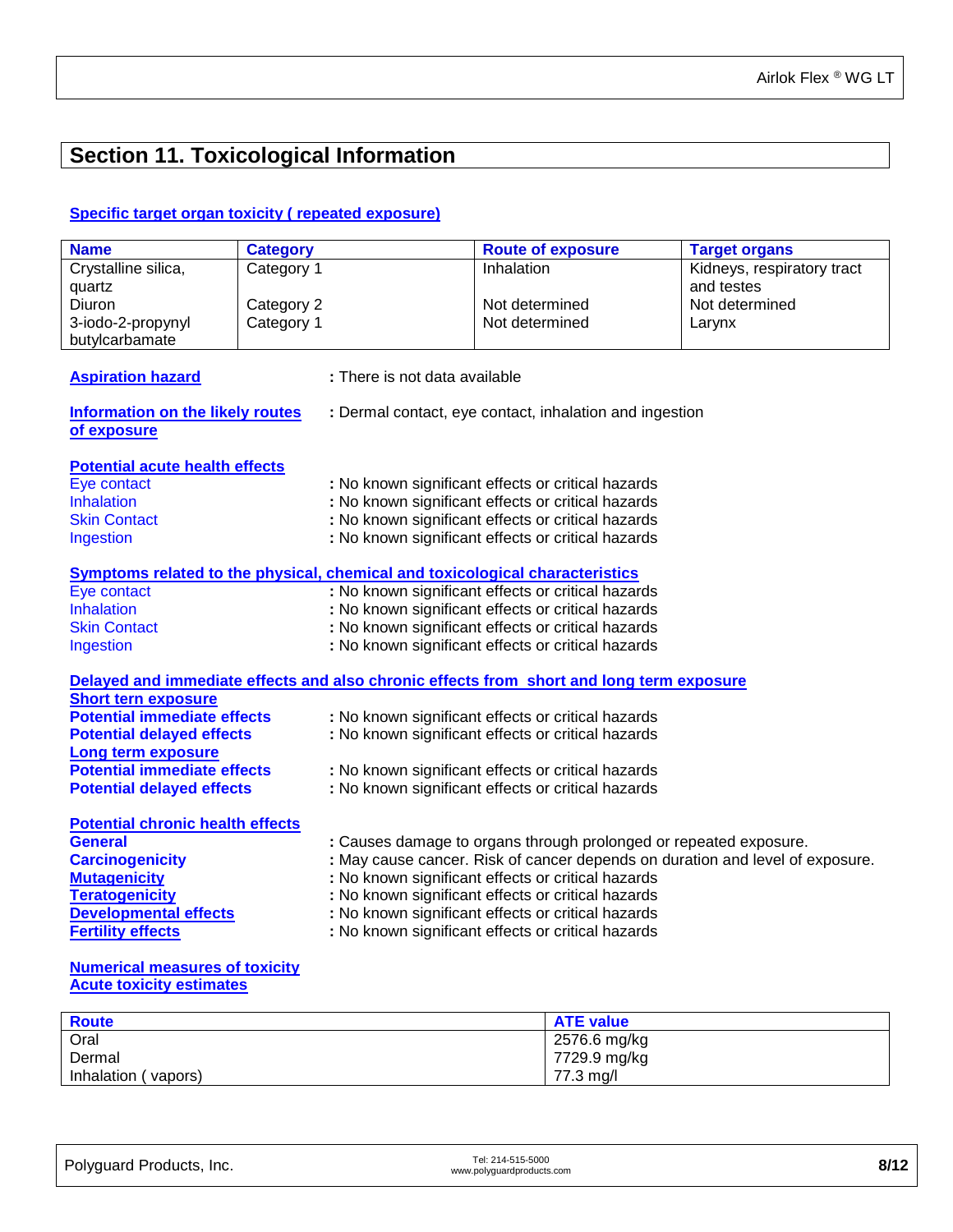## Section 11. Toxicological Information

**Specific target organ toxicity ( repeated exposure)**

| Name | Category | Route of exposure | Target organs |
|---|---|---|---|
| Crystalline silica, quartz | Category 1 | Inhalation | Kidneys, respiratory tract and testes |
| Diuron | Category 2 | Not determined | Not determined |
| 3-iodo-2-propynyl butylcarbamate | Category 1 | Not determined | Larynx |

**Aspiration hazard** : There is not data available

**Information on the likely routes of exposure** : Dermal contact, eye contact, inhalation and ingestion

**Potential acute health effects**

Eye contact : No known significant effects or critical hazards
Inhalation : No known significant effects or critical hazards
Skin Contact : No known significant effects or critical hazards
Ingestion : No known significant effects or critical hazards

**Symptoms related to the physical, chemical and toxicological characteristics**

Eye contact : No known significant effects or critical hazards
Inhalation : No known significant effects or critical hazards
Skin Contact : No known significant effects or critical hazards
Ingestion : No known significant effects or critical hazards

**Delayed and immediate effects and also chronic effects from short and long term exposure**

**Short tern exposure**

**Potential immediate effects** : No known significant effects or critical hazards
**Potential delayed effects** : No known significant effects or critical hazards

**Long term exposure**

**Potential immediate effects** : No known significant effects or critical hazards
**Potential delayed effects** : No known significant effects or critical hazards

**Potential chronic health effects**

**General** : Causes damage to organs through prolonged or repeated exposure.
**Carcinogenicity** : May cause cancer. Risk of cancer depends on duration and level of exposure.
**Mutagenicity** : No known significant effects or critical hazards
**Teratogenicity** : No known significant effects or critical hazards
**Developmental effects** : No known significant effects or critical hazards
**Fertility effects** : No known significant effects or critical hazards

**Numerical measures of toxicity**
**Acute toxicity estimates**

| Route | ATE value |
|---|---|
| Oral | 2576.6 mg/kg |
| Dermal | 7729.9 mg/kg |
| Inhalation ( vapors) | 77.3 mg/l |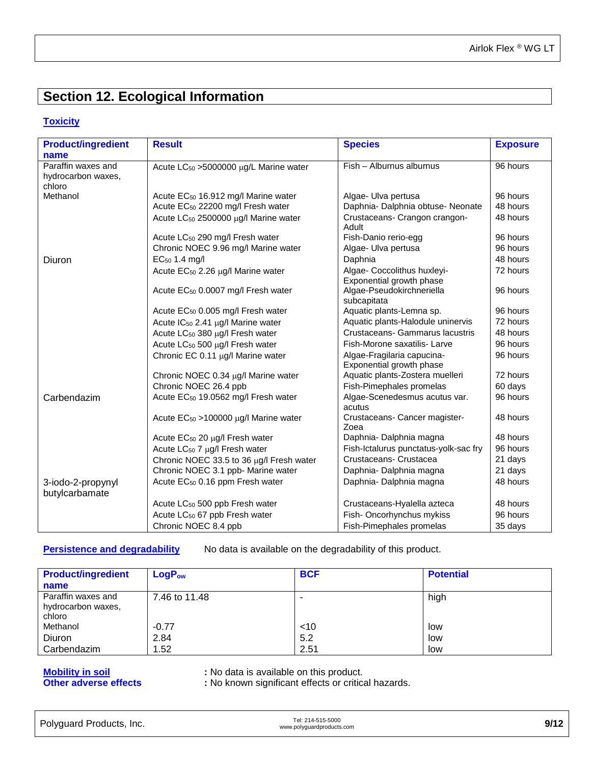## Section 12. Ecological Information

**Toxicity**

| Product/ingredient name | Result | Species | Exposure |
|---|---|---|---|
| Paraffin waxes and hydrocarbon waxes, chloro | Acute $LC_{50}$ >5000000 µg/L Marine water | Fish – Alburnus alburnus | 96 hours |
| Methanol | Acute $EC_{50}$ 16.912 mg/l Marine water | Algae- Ulva pertusa | 96 hours |
| | Acute $EC_{50}$ 22200 mg/l Fresh water | Daphnia- Dalphnia obtuse- Neonate | 48 hours |
| | Acute $LC_{50}$ 2500000 µg/l Marine water | Crustaceans- Crangon crangon- Adult | 48 hours |
| | Acute $LC_{50}$ 290 mg/l Fresh water | Fish-Danio rerio-egg | 96 hours |
| | Chronic NOEC 9.96 mg/l Marine water | Algae- Ulva pertusa | 96 hours |
| Diuron | $EC_{50}$ 1.4 mg/l | Daphnia | 48 hours |
| | Acute $EC_{50}$ 2.26 µg/l Marine water | Algae- Coccolithus huxleyi- Exponential growth phase | 72 hours |
| | Acute $EC_{50}$ 0.0007 mg/l Fresh water | Algae-Pseudokirchneriella subcapitata | 96 hours |
| | Acute $EC_{50}$ 0.005 mg/l Fresh water | Aquatic plants-Lemna sp. | 96 hours |
| | Acute $IC_{50}$ 2.41 µg/l Marine water | Aquatic plants-Halodule uninervis | 72 hours |
| | Acute $LC_{50}$ 380 µg/l Fresh water | Crustaceans- Gammarus lacustris | 48 hours |
| | Acute $LC_{50}$ 500 µg/l Fresh water | Fish-Morone saxatilis- Larve | 96 hours |
| | Chronic EC 0.11 µg/l Marine water | Algae-Fragilaria capucina- Exponential growth phase | 96 hours |
| | Chronic NOEC 0.34 µg/l Marine water | Aquatic plants-Zostera muelleri | 72 hours |
| | Chronic NOEC 26.4 ppb | Fish-Pimephales promelas | 60 days |
| Carbendazim | Acute $EC_{50}$ 19.0562 mg/l Fresh water | Algae-Scenedesmus acutus var. acutus | 96 hours |
| | Acute $EC_{50}$ >100000 µg/l Marine water | Crustaceans- Cancer magister- Zoea | 48 hours |
| | Acute $EC_{50}$ 20 µg/l Fresh water | Daphnia- Dalphnia magna | 48 hours |
| | Acute $LC_{50}$ 7 µg/l Fresh water | Fish-Ictalurus punctatus-yolk-sac fry | 96 hours |
| | Chronic NOEC 33.5 to 36 µg/l Fresh water | Crustaceans- Crustacea | 21 days |
| | Chronic NOEC 3.1 ppb- Marine water | Daphnia- Dalphnia magna | 21 days |
| 3-iodo-2-propynyl butylcarbamate | Acute $EC_{50}$ 0.16 ppm Fresh water | Daphnia- Dalphnia magna | 48 hours |
| | Acute $LC_{50}$ 500 ppb Fresh water | Crustaceans-Hyalella azteca | 48 hours |
| | Acute $LC_{50}$ 67 ppb Fresh water | Fish- Oncorhynchus mykiss | 96 hours |
| | Chronic NOEC 8.4 ppb | Fish-Pimephales promelas | 35 days |

**Persistence and degradability** No data is available on the degradability of this product.

| Product/ingredient name | $LogP_{ow}$ | BCF | Potential |
|---|---|---|---|
| Paraffin waxes and hydrocarbon waxes, chloro | 7.46 to 11.48 | - | high |
| Methanol | -0.77 | <10 | low |
| Diuron | 2.84 | 5.2 | low |
| Carbendazim | 1.52 | 2.51 | low |

**Mobility in soil** : No data is available on this product.

**Other adverse effects** : No known significant effects or critical hazards.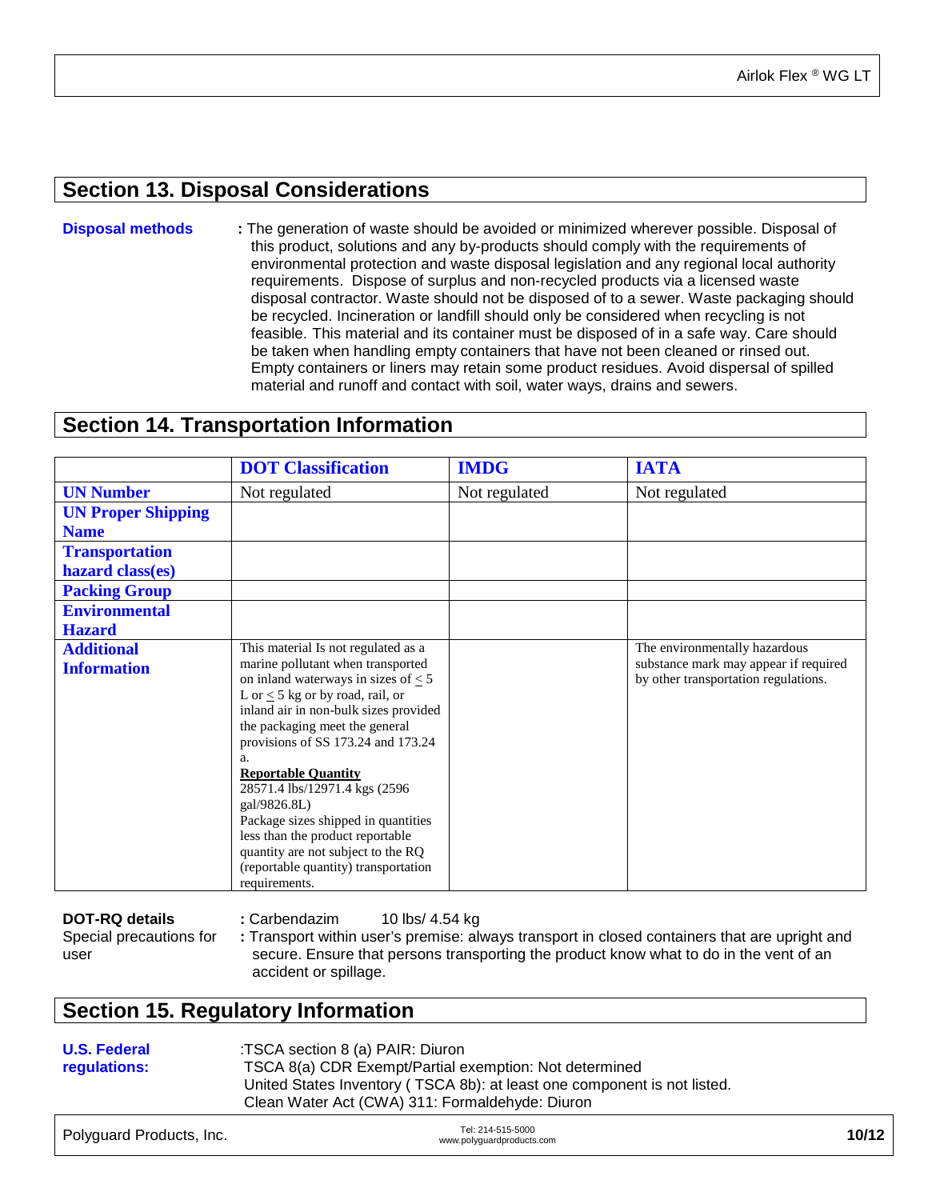## Section 13. Disposal Considerations

**Disposal methods** : The generation of waste should be avoided or minimized wherever possible. Disposal of this product, solutions and any by-products should comply with the requirements of environmental protection and waste disposal legislation and any regional local authority requirements. Dispose of surplus and non-recycled products via a licensed waste disposal contractor. Waste should not be disposed of to a sewer. Waste packaging should be recycled. Incineration or landfill should only be considered when recycling is not feasible. This material and its container must be disposed of in a safe way. Care should be taken when handling empty containers that have not been cleaned or rinsed out. Empty containers or liners may retain some product residues. Avoid dispersal of spilled material and runoff and contact with soil, water ways, drains and sewers.

## Section 14. Transportation Information

| | DOT Classification | IMDG | IATA |
|---|---|---|---|
| **UN Number** | Not regulated | Not regulated | Not regulated |
| **UN Proper Shipping Name** | | | |
| **Transportation hazard class(es)** | | | |
| **Packing Group** | | | |
| **Environmental Hazard** | | | |
| **Additional Information** | This material Is not regulated as a marine pollutant when transported on inland waterways in sizes of ≤ 5 L or ≤ 5 kg or by road, rail, or inland air in non-bulk sizes provided the packaging meet the general provisions of SS 173.24 and 173.24 a. <br> **Reportable Quantity** <br> 28571.4 lbs/12971.4 kgs (2596 gal/9826.8L) <br> Package sizes shipped in quantities less than the product reportable quantity are not subject to the RQ (reportable quantity) transportation requirements. | | The environmentally hazardous substance mark may appear if required by other transportation regulations. |

**DOT-RQ details** : Carbendazim 10 lbs/ 4.54 kg

Special precautions for user : Transport within user's premise: always transport in closed containers that are upright and secure. Ensure that persons transporting the product know what to do in the vent of an accident or spillage.

## Section 15. Regulatory Information

**U.S. Federal regulations:** :TSCA section 8 (a) PAIR: Diuron
TSCA 8(a) CDR Exempt/Partial exemption: Not determined
United States Inventory ( TSCA 8b): at least one component is not listed.
Clean Water Act (CWA) 311: Formaldehyde: Diuron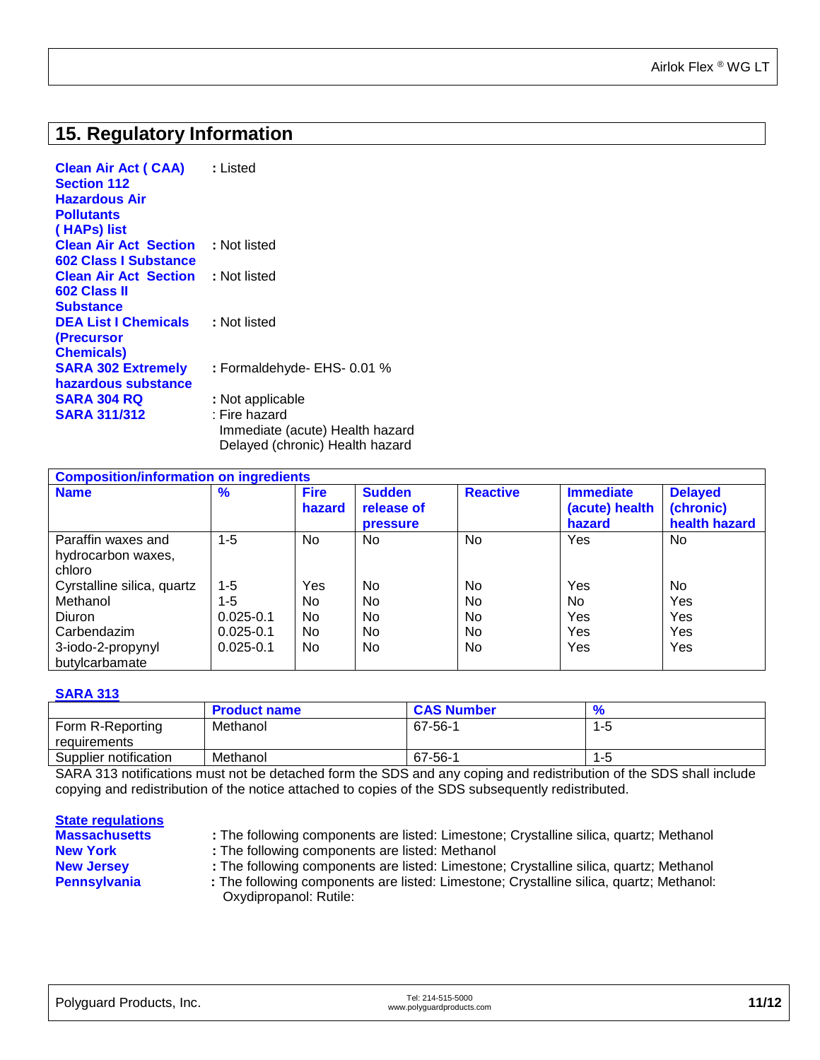## 15. Regulatory Information

**Clean Air Act ( CAA) Section 112 Hazardous Air Pollutants ( HAPs) list** : Listed

**Clean Air Act Section 602 Class I Substance** : Not listed

**Clean Air Act Section 602 Class II Substance** : Not listed

**DEA List I Chemicals (Precursor Chemicals)** : Not listed

**SARA 302 Extremely hazardous substance** : Formaldehyde- EHS- 0.01 %

**SARA 304 RQ** : Not applicable

**SARA 311/312** : Fire hazard
Immediate (acute) Health hazard
Delayed (chronic) Health hazard

**Composition/information on ingredients**

| Name | % | Fire hazard | Sudden release of pressure | Reactive | Immediate (acute) health hazard | Delayed (chronic) health hazard |
|---|---|---|---|---|---|---|
| Paraffin waxes and hydrocarbon waxes, chloro | 1-5 | No | No | No | Yes | No |
| Cyrstalline silica, quartz | 1-5 | Yes | No | No | Yes | No |
| Methanol | 1-5 | No | No | No | No | Yes |
| Diuron | 0.025-0.1 | No | No | No | Yes | Yes |
| Carbendazim | 0.025-0.1 | No | No | No | Yes | Yes |
| 3-iodo-2-propynyl butylcarbamate | 0.025-0.1 | No | No | No | Yes | Yes |

**SARA 313**

| | Product name | CAS Number | % |
|---|---|---|---|
| Form R-Reporting requirements | Methanol | 67-56-1 | 1-5 |
| Supplier notification | Methanol | 67-56-1 | 1-5 |

SARA 313 notifications must not be detached form the SDS and any coping and redistribution of the SDS shall include copying and redistribution of the notice attached to copies of the SDS subsequently redistributed.

**State regulations**

**Massachusetts** : The following components are listed: Limestone; Crystalline silica, quartz; Methanol

**New York** : The following components are listed: Methanol

**New Jersey** : The following components are listed: Limestone; Crystalline silica, quartz; Methanol

**Pennsylvania** : The following components are listed: Limestone; Crystalline silica, quartz; Methanol: Oxydipropanol: Rutile: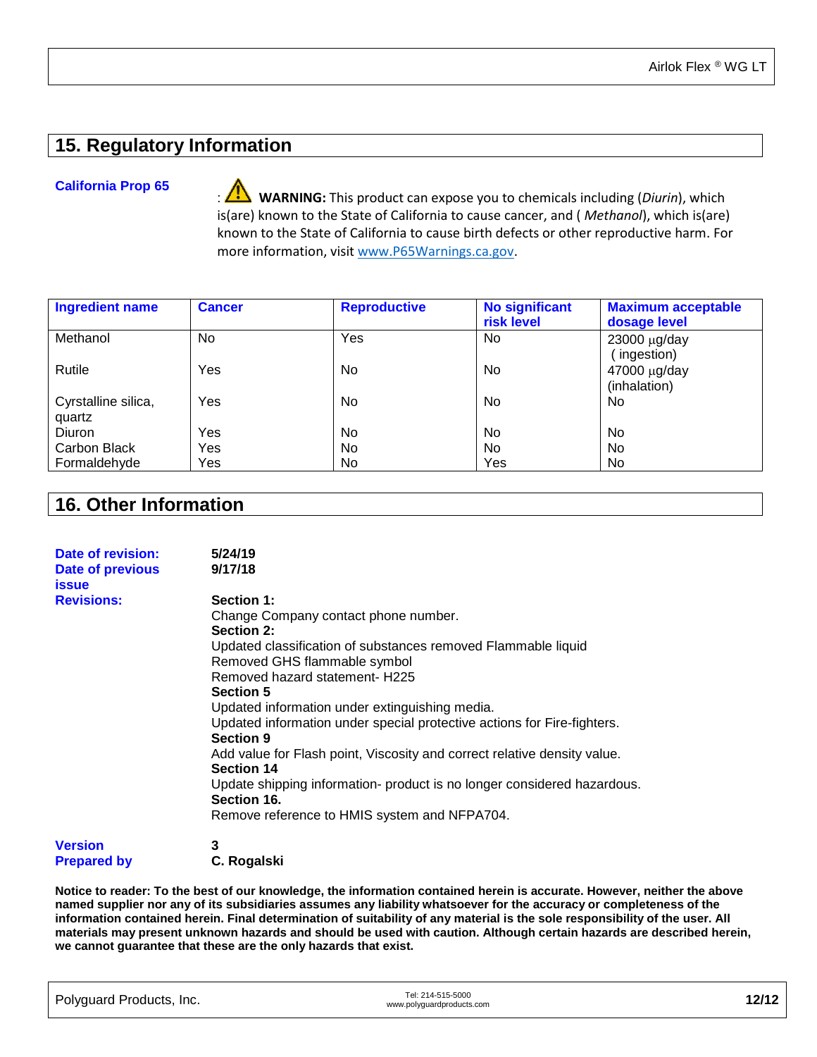## 15. Regulatory Information

**California Prop 65**

: ⚠ **WARNING:** This product can expose you to chemicals including (*Diurin*), which is(are) known to the State of California to cause cancer, and ( *Methanol*), which is(are) known to the State of California to cause birth defects or other reproductive harm. For more information, visit www.P65Warnings.ca.gov.

| Ingredient name | Cancer | Reproductive | No significant risk level | Maximum acceptable dosage level |
|---|---|---|---|---|
| Methanol | No | Yes | No | 23000 µg/day ( ingestion) |
| Rutile | Yes | No | No | 47000 µg/day (inhalation) |
| Cyrstalline silica, quartz | Yes | No | No | No |
| Diuron | Yes | No | No | No |
| Carbon Black | Yes | No | No | No |
| Formaldehyde | Yes | No | Yes | No |

## 16. Other Information

**Date of revision:** **5/24/19**

**Date of previous issue** **9/17/18**

**Revisions:**

**Section 1:**
Change Company contact phone number.

**Section 2:**
Updated classification of substances removed Flammable liquid
Removed GHS flammable symbol
Removed hazard statement- H225

**Section 5**
Updated information under extinguishing media.
Updated information under special protective actions for Fire-fighters.

**Section 9**
Add value for Flash point, Viscosity and correct relative density value.

**Section 14**
Update shipping information- product is no longer considered hazardous.

**Section 16.**
Remove reference to HMIS system and NFPA704.

**Version** **3**

**Prepared by** **C. Rogalski**

**Notice to reader: To the best of our knowledge, the information contained herein is accurate. However, neither the above named supplier nor any of its subsidiaries assumes any liability whatsoever for the accuracy or completeness of the information contained herein. Final determination of suitability of any material is the sole responsibility of the user. All materials may present unknown hazards and should be used with caution. Although certain hazards are described herein, we cannot guarantee that these are the only hazards that exist.**